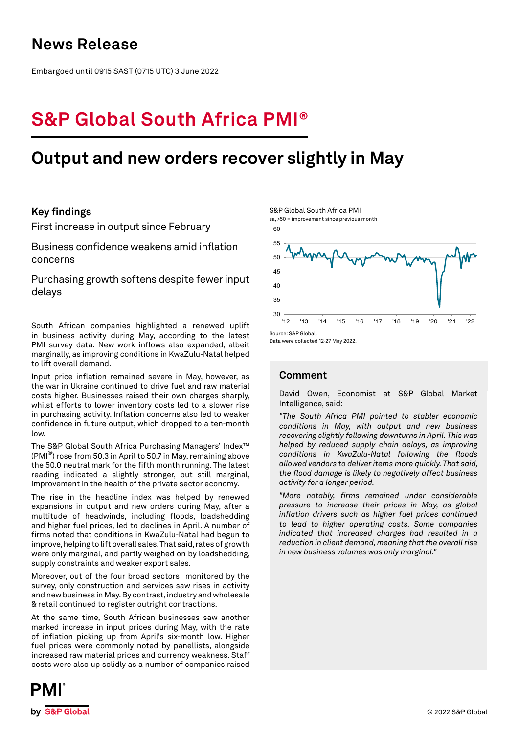# News Release

Embargoed until 0915 SAST (0715 UTC) 3 June 2022

# S&P Global South Africa PMI®

## Output and new orders recover slightly in May

### Key findings

First increase in output since February

Business confidence weakens amid inflation concerns

Purchasing growth softens despite fewer input delays

South African companies highlighted a renewed uplift in business activity during May, according to the latest PMI survey data. New work inflows also expanded, albeit marginally, as improving conditions in KwaZulu-Natal helped to lift overall demand.

Input price inflation remained severe in May, however, as the war in Ukraine continued to drive fuel and raw material costs higher. Businesses raised their own charges sharply, whilst efforts to lower inventory costs led to a slower rise in purchasing activity. Inflation concerns also led to weaker confidence in future output, which dropped to a ten-month low.

The S&P Global South Africa Purchasing Managers' Index™ (PMI®) rose from 50.3 in April to 50.7 in May, remaining above the 50.0 neutral mark for the fifth month running. The latest reading indicated a slightly stronger, but still marginal, improvement in the health of the private sector economy.

The rise in the headline index was helped by renewed expansions in output and new orders during May, after a multitude of headwinds, including floods, loadshedding and higher fuel prices, led to declines in April. A number of firms noted that conditions in KwaZulu-Natal had begun to improve, helping to lift overall sales. That said, rates of growth were only marginal, and partly weighed on by loadshedding, supply constraints and weaker export sales.

Moreover, out of the four broad sectors monitored by the survey, only construction and services saw rises in activity and new business in May. By contrast, industry and wholesale & retail continued to register outright contractions.

At the same time, South African businesses saw another marked increase in input prices during May, with the rate of inflation picking up from April's six-month low. Higher fuel prices were commonly noted by panellists, alongside increased raw material prices and currency weakness. Staff costs were also up solidly as a number of companies raised

S&P Global South Africa PMI

sa, >50 = improvement since previous month

Source: S&P Global.

Data were collected 12-27 May 2022.

### Comment

David Owen, Economist at S&P Global Market Intelligence, said:

*"The South Africa PMI pointed to stabler economic conditions in May, with output and new business recovering slightly following downturns in April. This was helped by reduced supply chain delays, as improving conditions in KwaZulu-Natal following the floods allowed vendors to deliver items more quickly. That said, the flood damage is likely to negatively affect business activity for a longer period.*

*"More notably, firms remained under considerable pressure to increase their prices in May, as global inflation drivers such as higher fuel prices continued to lead to higher operating costs. Some companies indicated that increased charges had resulted in a reduction in client demand, meaning that the overall rise in new business volumes was only marginal."*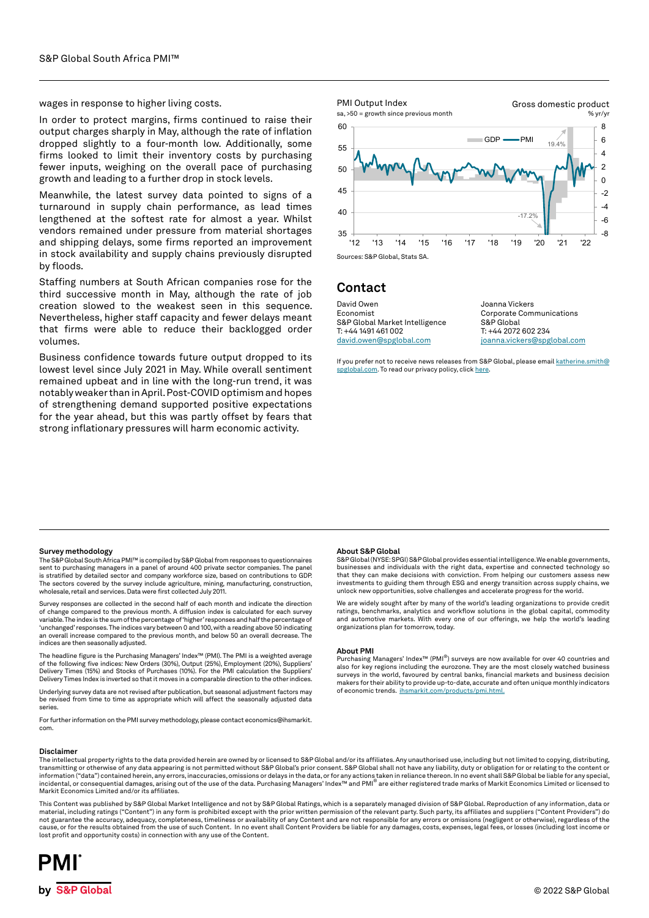wages in response to higher living costs.

In order to protect margins, firms continued to raise their output charges sharply in May, although the rate of inflation dropped slightly to a four-month low. Additionally, some firms looked to limit their inventory costs by purchasing fewer inputs, weighing on the overall pace of purchasing growth and leading to a further drop in stock levels.

Meanwhile, the latest survey data pointed to signs of a turnaround in supply chain performance, as lead times lengthened at the softest rate for almost a year. Whilst vendors remained under pressure from material shortages and shipping delays, some firms reported an improvement in stock availability and supply chains previously disrupted by floods.

Staffing numbers at South African companies rose for the third successive month in May, although the rate of job creation slowed to the weakest seen in this sequence. Nevertheless, higher staff capacity and fewer delays meant that firms were able to reduce their backlogged order volumes.

Business confidence towards future output dropped to its lowest level since July 2021 in May. While overall sentiment remained upbeat and in line with the long-run trend, it was notably weaker than in April. Post-COVID optimism and hopes of strengthening demand supported positive expectations for the year ahead, but this was partly offset by fears that strong inflationary pressures will harm economic activity.

PMI Output Index
sa, >50 = growth since previous month

Gross domestic product
% yr/yr

GDP PMI

19.4%

-17.2%

60 55 50 45 40 35

8 6 4 2 0 -2 -4 -6 -8

'12 '13 '14 '15 '16 '17 '18 '19 '20 '21 '22

Sources: S&P Global, Stats SA.

## Contact

David Owen
Economist
S&P Global Market Intelligence
T: +44 1491 461 002
david.owen@spglobal.com

Joanna Vickers
Corporate Communications
S&P Global
T: +44 2072 602 234
joanna.vickers@spglobal.com

If you prefer not to receive news releases from S&P Global, please email katherine.smith@spglobal.com. To read our privacy policy, click here.

### Survey methodology

The S&P Global South Africa PMI™ is compiled by S&P Global from responses to questionnaires sent to purchasing managers in a panel of around 400 private sector companies. The panel is stratified by detailed sector and company workforce size, based on contributions to GDP. The sectors covered by the survey include agriculture, mining, manufacturing, construction, wholesale, retail and services. Data were first collected July 2011.

Survey responses are collected in the second half of each month and indicate the direction of change compared to the previous month. A diffusion index is calculated for each survey variable. The index is the sum of the percentage of 'higher' responses and half the percentage of 'unchanged' responses. The indices vary between 0 and 100, with a reading above 50 indicating an overall increase compared to the previous month, and below 50 an overall decrease. The indices are then seasonally adjusted.

The headline figure is the Purchasing Managers' Index™ (PMI). The PMI is a weighted average of the following five indices: New Orders (30%), Output (25%), Employment (20%), Suppliers' Delivery Times (15%) and Stocks of Purchases (10%). For the PMI calculation the Suppliers' Delivery Times Index is inverted so that it moves in a comparable direction to the other indices.

Underlying survey data are not revised after publication, but seasonal adjustment factors may be revised from time to time as appropriate which will affect the seasonally adjusted data series.

For further information on the PMI survey methodology, please contact economics@ihsmarkit.com.

### About S&P Global

S&P Global (NYSE: SPGI) S&P Global provides essential intelligence. We enable governments, businesses and individuals with the right data, expertise and connected technology so that they can make decisions with conviction. From helping our customers assess new investments to guiding them through ESG and energy transition across supply chains, we unlock new opportunities, solve challenges and accelerate progress for the world.

We are widely sought after by many of the world's leading organizations to provide credit ratings, benchmarks, analytics and workflow solutions in the global capital, commodity and automotive markets. With every one of our offerings, we help the world's leading organizations plan for tomorrow, today.

### About PMI

Purchasing Managers' Index™ (PMI®) surveys are now available for over 40 countries and also for key regions including the eurozone. They are the most closely watched business surveys in the world, favoured by central banks, financial markets and business decision makers for their ability to provide up-to-date, accurate and often unique monthly indicators of economic trends. ihsmarkit.com/products/pmi.html.

### Disclaimer

The intellectual property rights to the data provided herein are owned by or licensed to S&P Global and/or its affiliates. Any unauthorised use, including but not limited to copying, distributing, transmitting or otherwise of any data appearing is not permitted without S&P Global's prior consent. S&P Global shall not have any liability, duty or obligation for or relating to the content or information ("data") contained herein, any errors, inaccuracies, omissions or delays in the data, or for any actions taken in reliance thereon. In no event shall S&P Global be liable for any special, incidental, or consequential damages, arising out of the use of the data. Purchasing Managers' Index™ and PMI® are either registered trade marks of Markit Economics Limited or licensed to Markit Economics Limited and/or its affiliates.

This Content was published by S&P Global Market Intelligence and not by S&P Global Ratings, which is a separately managed division of S&P Global. Reproduction of any information, data or material, including ratings ("Content") in any form is prohibited except with the prior written permission of the relevant party. Such party, its affiliates and suppliers ("Content Providers") do not guarantee the accuracy, adequacy, completeness, timeliness or availability of any Content and are not responsible for any errors or omissions (negligent or otherwise), regardless of the cause, or for the results obtained from the use of such Content. In no event shall Content Providers be liable for any damages, costs, expenses, legal fees, or losses (including lost income or lost profit and opportunity costs) in connection with any use of the Content.

PMI by S&P Global

© 2022 S&P Global